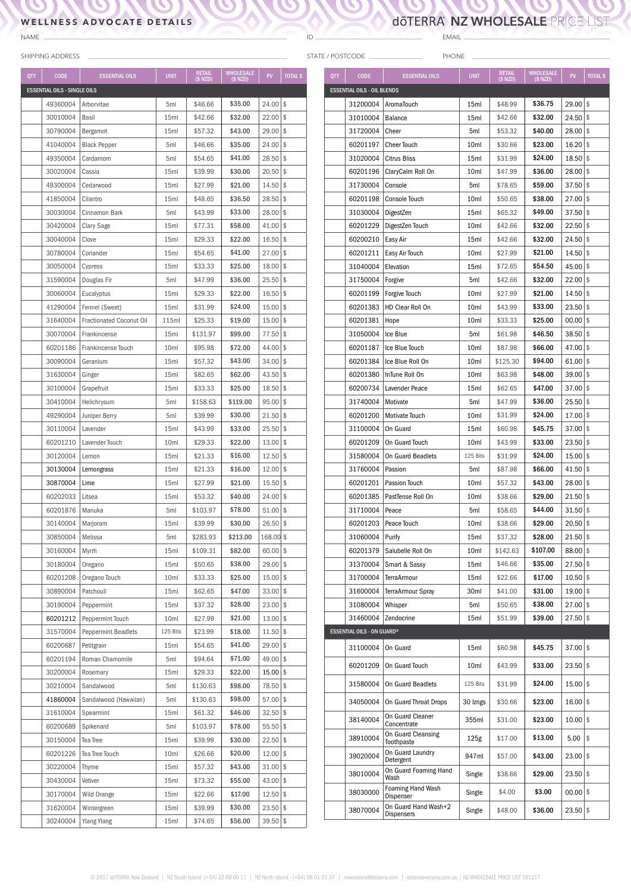# dōTERRA NZ WHOLESALE PRICE LIST

## WELLNESS ADVOCATE DETAILS

NAME ______________________ ID ______________ EMAIL ______________________

SHIPPING ADDRESS ______________________ STATE / POSTCODE ______________ PHONE ______________________

| QTY | CODE | ESSENTIAL OILS | UNIT | RETAIL ($ NZD) | WHOLESALE ($ NZD) | PV | TOTAL $ |
|---|---|---|---|---|---|---|---|
| **ESSENTIAL OILS - SINGLE OILS** | | | | | | | |
| | 49360004 | Arborvitae | 5ml | $46.66 | $35.00 | 24.00 | $ |
| | 30010004 | Basil | 15ml | $42.66 | $32.00 | 22.00 | $ |
| | 30790004 | Bergamot | 15ml | $57.32 | $43.00 | 29.00 | $ |
| | 41040004 | Black Pepper | 5ml | $46.66 | $35.00 | 24.00 | $ |
| | 49350004 | Cardamom | 5ml | $54.65 | $41.00 | 28.50 | $ |
| | 30020004 | Cassia | 15ml | $39.99 | $30.00 | 20.50 | $ |
| | 49300004 | Cedarwood | 15ml | $27.99 | $21.00 | 14.50 | $ |
| | 41850004 | Cilantro | 15ml | $48.65 | $36.50 | 28.50 | $ |
| | 30030004 | Cinnamon Bark | 5ml | $43.99 | $33.00 | 28.00 | $ |
| | 30420004 | Clary Sage | 15ml | $77.31 | $58.00 | 41.00 | $ |
| | 30040004 | Clove | 15ml | $29.33 | $22.00 | 16.50 | $ |
| | 30780004 | Coriander | 15ml | $54.65 | $41.00 | 27.00 | $ |
| | 30050004 | Cypress | 15ml | $33.33 | $25.00 | 18.00 | $ |
| | 31590004 | Douglas Fir | 5ml | $47.99 | $36.00 | 25.50 | $ |
| | 30060004 | Eucalyptus | 15ml | $29.33 | $22.00 | 16.50 | $ |
| | 41290004 | Fennel (Sweet) | 15ml | $31.99 | $24.00 | 15.00 | $ |
| | 31640004 | Fractionated Coconut Oil | 115ml | $25.33 | $19.00 | 15.00 | $ |
| | 30070004 | Frankincense | 15ml | $131.97 | $99.00 | 77.50 | $ |
| | 60201186 | Frankincense Touch | 10ml | $95.98 | $72.00 | 44.00 | $ |
| | 30090004 | Geranium | 15ml | $57.32 | $43.00 | 34.00 | $ |
| | 31630004 | Ginger | 15ml | $82.65 | $62.00 | 43.50 | $ |
| | 30100004 | Grapefruit | 15ml | $33.33 | $25.00 | 18.50 | $ |
| | 30410004 | Helichrysum | 5ml | $158.63 | $119.00 | 95.00 | $ |
| | 49290004 | Juniper Berry | 5ml | $39.99 | $30.00 | 21.50 | $ |
| | 30110004 | Lavender | 15ml | $43.99 | $33.00 | 25.50 | $ |
| | 60201210 | Lavender Touch | 10ml | $29.33 | $22.00 | 13.00 | $ |
| | 30120004 | Lemon | 15ml | $21.33 | $16.00 | 12.50 | $ |
| | 30130004 | Lemongrass | 15ml | $21.33 | $16.00 | 12.00 | $ |
| | 30870004 | Lime | 15ml | $27.99 | $21.00 | 15.50 | $ |
| | 60202033 | Litsea | 15ml | $53.32 | $40.00 | 24.00 | $ |
| | 60201876 | Manuka | 5ml | $103.97 | $78.00 | 51.00 | $ |
| | 30140004 | Marjoram | 15ml | $39.99 | $30.00 | 26.50 | $ |
| | 30850004 | Melissa | 5ml | $283.93 | $213.00 | 168.00 | $ |
| | 30160004 | Myrrh | 15ml | $109.31 | $82.00 | 60.00 | $ |
| | 30180004 | Oregano | 15ml | $50.65 | $38.00 | 29.00 | $ |
| | 60201208 | Oregano Touch | 10ml | $33.33 | $25.00 | 15.00 | $ |
| | 30890004 | Patchouli | 15ml | $62.65 | $47.00 | 33.00 | $ |
| | 30190004 | Peppermint | 15ml | $37.32 | $28.00 | 23.00 | $ |
| | 60201212 | Peppermint Touch | 10ml | $27.99 | $21.00 | 13.00 | $ |
| | 31570004 | Peppermint Beadlets | 125 Bits | $23.99 | $18.00 | 11.50 | $ |
| | 60200687 | Petitgrain | 15ml | $54.65 | $41.00 | 29.00 | $ |
| | 60201194 | Roman Chamomile | 5ml | $94.64 | $71.00 | 49.00 | $ |
| | 30200004 | Rosemary | 15ml | $29.33 | $22.00 | 15.00 | $ |
| | 30210004 | Sandalwood | 5ml | $130.63 | $98.00 | 78.50 | $ |
| | 41860004 | Sandalwood (Hawaiian) | 5ml | $130.63 | $98.00 | 57.00 | $ |
| | 31610004 | Spearmint | 15ml | $61.32 | $46.00 | 32.50 | $ |
| | 60200689 | Spikenard | 5ml | $103.97 | $78.00 | 55.50 | $ |
| | 30150004 | Tea Tree | 15ml | $39.99 | $30.00 | 22.50 | $ |
| | 60201226 | Tea Tree Touch | 10ml | $26.66 | $20.00 | 12.00 | $ |
| | 30220004 | Thyme | 15ml | $57.32 | $43.00 | 31.00 | $ |
| | 30430004 | Vetiver | 15ml | $73.32 | $55.00 | 43.00 | $ |
| | 30170004 | Wild Orange | 15ml | $22.66 | $17.00 | 12.50 | $ |
| | 31620004 | Wintergreen | 15ml | $39.99 | $30.00 | 23.50 | $ |
| | 30240004 | Ylang Ylang | 15ml | $74.65 | $56.00 | 39.50 | $ |

| QTY | CODE | ESSENTIAL OILS | UNIT | RETAIL ($ NZD) | WHOLESALE ($ NZD) | PV | TOTAL $ |
|---|---|---|---|---|---|---|---|
| **ESSENTIAL OILS - OIL BLENDS** | | | | | | | |
| | 31200004 | AromaTouch | 15ml | $48.99 | $36.75 | 29.00 | $ |
| | 31010004 | Balance | 15ml | $42.66 | $32.00 | 24.50 | $ |
| | 31720004 | Cheer | 5ml | $53.32 | $40.00 | 28.00 | $ |
| | 60201197 | Cheer Touch | 10ml | $30.66 | $23.00 | 16.20 | $ |
| | 31020004 | Citrus Bliss | 15ml | $31.99 | $24.00 | 18.50 | $ |
| | 60201196 | ClaryCalm Roll On | 10ml | $47.99 | $36.00 | 28.00 | $ |
| | 31730004 | Console | 5ml | $78.65 | $59.00 | 37.50 | $ |
| | 60201198 | Console Touch | 10ml | $50.65 | $38.00 | 27.00 | $ |
| | 31030004 | DigestZen | 15ml | $65.32 | $49.00 | 37.50 | $ |
| | 60201229 | DigestZen Touch | 10ml | $42.66 | $32.00 | 22.50 | $ |
| | 60200210 | Easy Air | 15ml | $42.66 | $32.00 | 24.50 | $ |
| | 60201211 | Easy Air Touch | 10ml | $27.99 | $21.00 | 14.50 | $ |
| | 31040004 | Elevation | 15ml | $72.65 | $54.50 | 45.00 | $ |
| | 31750004 | Forgive | 5ml | $42.66 | $32.00 | 22.00 | $ |
| | 60201199 | Forgive Touch | 10ml | $27.99 | $21.00 | 14.50 | $ |
| | 60201383 | HD Clear Roll On | 10ml | $43.99 | $33.00 | 23.50 | $ |
| | 60201381 | Hope | 10ml | $33.33 | $25.00 | 00.00 | $ |
| | 31050004 | Ice Blue | 5ml | $61.98 | $46.50 | 38.50 | $ |
| | 60201187 | Ice Blue Touch | 10ml | $87.98 | $66.00 | 47.00 | $ |
| | 60201384 | Ice Blue Roll On | 10ml | $125.30 | $94.00 | 61.00 | $ |
| | 60201380 | InTune Roll On | 10ml | $63.98 | $48.00 | 39.00 | $ |
| | 60200734 | Lavender Peace | 15ml | $62.65 | $47.00 | 37.00 | $ |
| | 31740004 | Motivate | 5ml | $47.99 | $36.00 | 25.50 | $ |
| | 60201200 | Motivate Touch | 10ml | $31.99 | $24.00 | 17.00 | $ |
| | 31100004 | On Guard | 15ml | $60.98 | $45.75 | 37.00 | $ |
| | 60201209 | On Guard Touch | 10ml | $43.99 | $33.00 | 23.50 | $ |
| | 31580004 | On Guard Beadlets | 125 Bits | $31.99 | $24.00 | 15.00 | $ |
| | 31760004 | Passion | 5ml | $87.98 | $66.00 | 41.50 | $ |
| | 60201201 | Passion Touch | 10ml | $57.32 | $43.00 | 28.00 | $ |
| | 60201385 | PastTense Roll On | 10ml | $38.66 | $29.00 | 21.50 | $ |
| | 31710004 | Peace | 5ml | $58.65 | $44.00 | 31.50 | $ |
| | 60201203 | Peace Touch | 10ml | $38.66 | $29.00 | 20.50 | $ |
| | 31060004 | Purify | 15ml | $37.32 | $28.00 | 21.50 | $ |
| | 60201379 | Salubelle Roll On | 10ml | $142.63 | $107.00 | 88.00 | $ |
| | 31370004 | Smart & Sassy | 15ml | $46.66 | $35.00 | 27.50 | $ |
| | 31700004 | TerraArmour | 15ml | $22.66 | $17.00 | 10.50 | $ |
| | 31600004 | TerraArmour Spray | 30ml | $41.00 | $31.00 | 19.00 | $ |
| | 31080004 | Whisper | 5ml | $50.65 | $38.00 | 27.00 | $ |
| | 31460004 | Zendocrine | 15ml | $51.99 | $39.00 | 27.50 | $ |
| **ESSENTIAL OILS - ON GUARD®** | | | | | | | |
| | 31100004 | On Guard | 15ml | $60.98 | $45.75 | 37.00 | $ |
| | 60201209 | On Guard Touch | 10ml | $43.99 | $33.00 | 23.50 | $ |
| | 31580004 | On Guard Beadlets | 125 Bits | $31.99 | $24.00 | 15.00 | $ |
| | 34050004 | On Guard Throat Drops | 30 lzngs | $30.66 | $23.00 | 16.00 | $ |
| | 38140004 | On Guard Cleaner Concentrate | 355ml | $31.00 | $23.00 | 10.00 | $ |
| | 38910004 | On Guard Cleansing Toothpaste | 125g | $17.00 | $13.00 | 5.00 | $ |
| | 39020004 | On Guard Laundry Detergent | 947ml | $57.00 | $43.00 | 23.00 | $ |
| | 38010004 | On Guard Foaming Hand Wash | Single | $38.66 | $29.00 | 23.50 | $ |
| | 38030000 | Foaming Hand Wash Dispenser | Single | $4.00 | $3.00 | 00.00 | $ |
| | 38070004 | On Guard Hand Wash+2 Dispensers | Single | $48.00 | $36.00 | 23.50 | $ |

© 2017 dōTERRA New Zealand | NZ South Island- (+64) 32 88 00 11 | NZ North Island - (+64) 98 01 51 37 | newzealand@doterra.com | doterraeveryday.com.au | NZ WHOLESALE PRICE LIST 191217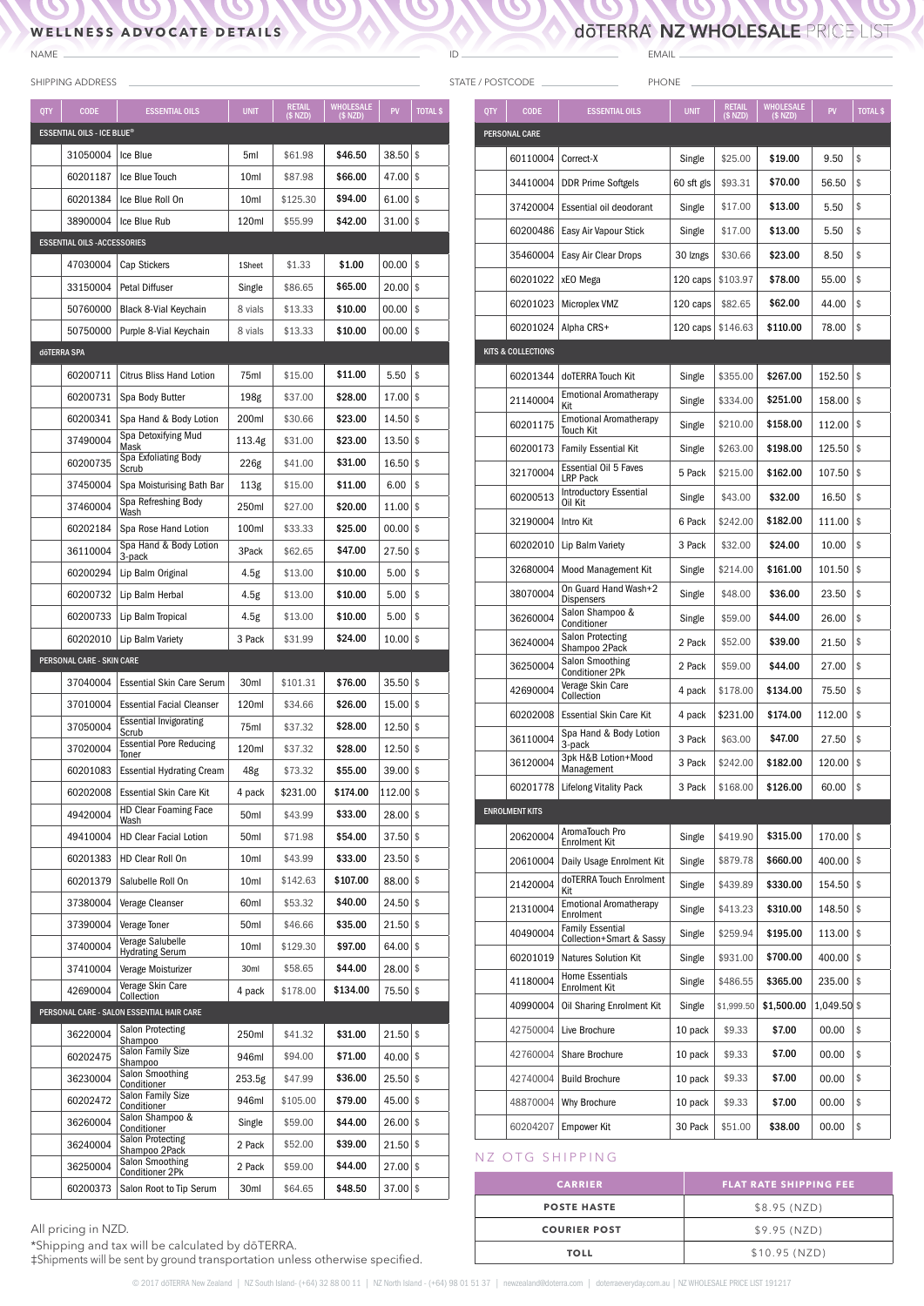# WELLNESS ADVOCATE DETAILS

# dōTERRA® NZ WHOLESALE PRICE LIST

NAME ____________ ID ____________ EMAIL ____________

SHIPPING ADDRESS ____________ STATE / POSTCODE ____________ PHONE ____________

| QTY | CODE | ESSENTIAL OILS | UNIT | RETAIL ($ NZD) | WHOLESALE ($ NZD) | PV | TOTAL $ |
|---|---|---|---|---|---|---|---|
| **ESSENTIAL OILS - ICE BLUE®** | | | | | | | |
| | 31050004 | Ice Blue | 5ml | $61.98 | **$46.50** | 38.50 | $ |
| | 60201187 | Ice Blue Touch | 10ml | $87.98 | **$66.00** | 47.00 | $ |
| | 60201384 | Ice Blue Roll On | 10ml | $125.30 | **$94.00** | 61.00 | $ |
| | 38900004 | Ice Blue Rub | 120ml | $55.99 | **$42.00** | 31.00 | $ |
| **ESSENTIAL OILS -ACCESSORIES** | | | | | | | |
| | 47030004 | Cap Stickers | 1Sheet | $1.33 | **$1.00** | 00.00 | $ |
| | 33150004 | Petal Diffuser | Single | $86.65 | **$65.00** | 20.00 | $ |
| | 50760000 | Black 8-Vial Keychain | 8 vials | $13.33 | **$10.00** | 00.00 | $ |
| | 50750000 | Purple 8-Vial Keychain | 8 vials | $13.33 | **$10.00** | 00.00 | $ |
| **dōTERRA SPA** | | | | | | | |
| | 60200711 | Citrus Bliss Hand Lotion | 75ml | $15.00 | **$11.00** | 5.50 | $ |
| | 60200731 | Spa Body Butter | 198g | $37.00 | **$28.00** | 17.00 | $ |
| | 60200341 | Spa Hand & Body Lotion | 200ml | $30.66 | **$23.00** | 14.50 | $ |
| | 37490004 | Spa Detoxifying Mud Mask | 113.4g | $31.00 | **$23.00** | 13.50 | $ |
| | 60200735 | Spa Exfoliating Body Scrub | 226g | $41.00 | **$31.00** | 16.50 | $ |
| | 37450004 | Spa Moisturising Bath Bar | 113g | $15.00 | **$11.00** | 6.00 | $ |
| | 37460004 | Spa Refreshing Body Wash | 250ml | $27.00 | **$20.00** | 11.00 | $ |
| | 60202184 | Spa Rose Hand Lotion | 100ml | $33.33 | **$25.00** | 00.00 | $ |
| | 36110004 | Spa Hand & Body Lotion 3-pack | 3Pack | $62.65 | **$47.00** | 27.50 | $ |
| | 60200294 | Lip Balm Original | 4.5g | $13.00 | **$10.00** | 5.00 | $ |
| | 60200732 | Lip Balm Herbal | 4.5g | $13.00 | **$10.00** | 5.00 | $ |
| | 60200733 | Lip Balm Tropical | 4.5g | $13.00 | **$10.00** | 5.00 | $ |
| | 60202010 | Lip Balm Variety | 3 Pack | $31.99 | **$24.00** | 10.00 | $ |
| **PERSONAL CARE - SKIN CARE** | | | | | | | |
| | 37040004 | Essential Skin Care Serum | 30ml | $101.31 | **$76.00** | 35.50 | $ |
| | 37010004 | Essential Facial Cleanser | 120ml | $34.66 | **$26.00** | 15.00 | $ |
| | 37050004 | Essential Invigorating Scrub | 75ml | $37.32 | **$28.00** | 12.50 | $ |
| | 37020004 | Essential Pore Reducing Toner | 120ml | $37.32 | **$28.00** | 12.50 | $ |
| | 60201083 | Essential Hydrating Cream | 48g | $73.32 | **$55.00** | 39.00 | $ |
| | 60202008 | Essential Skin Care Kit | 4 pack | $231.00 | **$174.00** | 112.00 | $ |
| | 49420004 | HD Clear Foaming Face Wash | 50ml | $43.99 | **$33.00** | 28.00 | $ |
| | 49410004 | HD Clear Facial Lotion | 50ml | $71.98 | **$54.00** | 37.50 | $ |
| | 60201383 | HD Clear Roll On | 10ml | $43.99 | **$33.00** | 23.50 | $ |
| | 60201379 | Salubelle Roll On | 10ml | $142.63 | **$107.00** | 88.00 | $ |
| | 37380004 | Verage Cleanser | 60ml | $53.32 | **$40.00** | 24.50 | $ |
| | 37390004 | Verage Toner | 50ml | $46.66 | **$35.00** | 21.50 | $ |
| | 37400004 | Verage Salubelle Hydrating Serum | 10ml | $129.30 | **$97.00** | 64.00 | $ |
| | 37410004 | Verage Moisturizer | 30ml | $58.65 | **$44.00** | 28.00 | $ |
| | 42690004 | Verage Skin Care Collection | 4 pack | $178.00 | **$134.00** | 75.50 | $ |
| **PERSONAL CARE - SALON ESSENTIAL HAIR CARE** | | | | | | | |
| | 36220004 | Salon Protecting Shampoo | 250ml | $41.32 | **$31.00** | 21.50 | $ |
| | 60202475 | Salon Family Size Shampoo | 946ml | $94.00 | **$71.00** | 40.00 | $ |
| | 36230004 | Salon Smoothing Conditioner | 253.5g | $47.99 | **$36.00** | 25.50 | $ |
| | 60202472 | Salon Family Size Conditioner | 946ml | $105.00 | **$79.00** | 45.00 | $ |
| | 36260004 | Salon Shampoo & Conditioner | Single | $59.00 | **$44.00** | 26.00 | $ |
| | 36240004 | Salon Protecting Shampoo 2Pack | 2 Pack | $52.00 | **$39.00** | 21.50 | $ |
| | 36250004 | Salon Smoothing Conditioner 2Pk | 2 Pack | $59.00 | **$44.00** | 27.00 | $ |
| | 60200373 | Salon Root to Tip Serum | 30ml | $64.65 | **$48.50** | 37.00 | $ |

| QTY | CODE | ESSENTIAL OILS | UNIT | RETAIL ($ NZD) | WHOLESALE ($ NZD) | PV | TOTAL $ |
|---|---|---|---|---|---|---|---|
| **PERSONAL CARE** | | | | | | | |
| | 60110004 | Correct-X | Single | $25.00 | **$19.00** | 9.50 | $ |
| | 34410004 | DDR Prime Softgels | 60 sft gls | $93.31 | **$70.00** | 56.50 | $ |
| | 37420004 | Essential oil deodorant | Single | $17.00 | **$13.00** | 5.50 | $ |
| | 60200486 | Easy Air Vapour Stick | Single | $17.00 | **$13.00** | 5.50 | $ |
| | 35460004 | Easy Air Clear Drops | 30 lzngs | $30.66 | **$23.00** | 8.50 | $ |
| | 60201022 | xEO Mega | 120 caps | $103.97 | **$78.00** | 55.00 | $ |
| | 60201023 | Microplex VMZ | 120 caps | $82.65 | **$62.00** | 44.00 | $ |
| | 60201024 | Alpha CRS+ | 120 caps | $146.63 | **$110.00** | 78.00 | $ |
| **KITS & COLLECTIONS** | | | | | | | |
| | 60201344 | doTERRA Touch Kit | Single | $355.00 | **$267.00** | 152.50 | $ |
| | 21140004 | Emotional Aromatherapy Kit | Single | $334.00 | **$251.00** | 158.00 | $ |
| | 60201175 | Emotional Aromatherapy Touch Kit | Single | $210.00 | **$158.00** | 112.00 | $ |
| | 60200173 | Family Essential Kit | Single | $263.00 | **$198.00** | 125.50 | $ |
| | 32170004 | Essential Oil 5 Faves LRP Pack | 5 Pack | $215.00 | **$162.00** | 107.50 | $ |
| | 60200513 | Introductory Essential Oil Kit | Single | $43.00 | **$32.00** | 16.50 | $ |
| | 32190004 | Intro Kit | 6 Pack | $242.00 | **$182.00** | 111.00 | $ |
| | 60202010 | Lip Balm Variety | 3 Pack | $32.00 | **$24.00** | 10.00 | $ |
| | 32680004 | Mood Management Kit | Single | $214.00 | **$161.00** | 101.50 | $ |
| | 38070004 | On Guard Hand Wash+2 Dispensers | Single | $48.00 | **$36.00** | 23.50 | $ |
| | 36260004 | Salon Shampoo & Conditioner | Single | $59.00 | **$44.00** | 26.00 | $ |
| | 36240004 | Salon Protecting Shampoo 2Pack | 2 Pack | $52.00 | **$39.00** | 21.50 | $ |
| | 36250004 | Salon Smoothing Conditioner 2Pk | 2 Pack | $59.00 | **$44.00** | 27.00 | $ |
| | 42690004 | Verage Skin Care Collection | 4 pack | $178.00 | **$134.00** | 75.50 | $ |
| | 60202008 | Essential Skin Care Kit | 4 pack | $231.00 | **$174.00** | 112.00 | $ |
| | 36110004 | Spa Hand & Body Lotion 3-pack | 3 Pack | $63.00 | **$47.00** | 27.50 | $ |
| | 36120004 | 3pk H&B Lotion+Mood Management | 3 Pack | $242.00 | **$182.00** | 120.00 | $ |
| | 60201778 | Lifelong Vitality Pack | 3 Pack | $168.00 | **$126.00** | 60.00 | $ |
| **ENROLMENT KITS** | | | | | | | |
| | 20620004 | AromaTouch Pro Enrolment Kit | Single | $419.90 | **$315.00** | 170.00 | $ |
| | 20610004 | Daily Usage Enrolment Kit | Single | $879.78 | **$660.00** | 400.00 | $ |
| | 21420004 | doTERRA Touch Enrolment Kit | Single | $439.89 | **$330.00** | 154.50 | $ |
| | 21310004 | Emotional Aromatherapy Enrolment | Single | $413.23 | **$310.00** | 148.50 | $ |
| | 40490004 | Family Essential Collection+Smart & Sassy | Single | $259.94 | **$195.00** | 113.00 | $ |
| | 60201019 | Natures Solution Kit | Single | $931.00 | **$700.00** | 400.00 | $ |
| | 41180004 | Home Essentials Enrolment Kit | Single | $486.55 | **$365.00** | 235.00 | $ |
| | 40990004 | Oil Sharing Enrolment Kit | Single | $1,999.50 | **$1,500.00** | 1,049.50 | $ |
| | 42750004 | Live Brochure | 10 pack | $9.33 | **$7.00** | 00.00 | $ |
| | 42760004 | Share Brochure | 10 pack | $9.33 | **$7.00** | 00.00 | $ |
| | 42740004 | Build Brochure | 10 pack | $9.33 | **$7.00** | 00.00 | $ |
| | 48870004 | Why Brochure | 10 pack | $9.33 | **$7.00** | 00.00 | $ |
| | 60204207 | Empower Kit | 30 Pack | $51.00 | **$38.00** | 00.00 | $ |

## NZ OTG SHIPPING

| CARRIER | FLAT RATE SHIPPING FEE |
|---|---|
| POSTE HASTE | $8.95 (NZD) |
| COURIER POST | $9.95 (NZD) |
| TOLL | $10.95 (NZD) |

All pricing in NZD.

*Shipping and tax will be calculated by dōTERRA.

‡Shipments will be sent by ground transportation unless otherwise specified.

© 2017 dōTERRA New Zealand | NZ South Island- (+64) 32 88 00 11 | NZ North Island - (+64) 98 01 51 37 | newzealand@doterra.com | doterraeveryday.com.au | NZ WHOLESALE PRICE LIST 191217